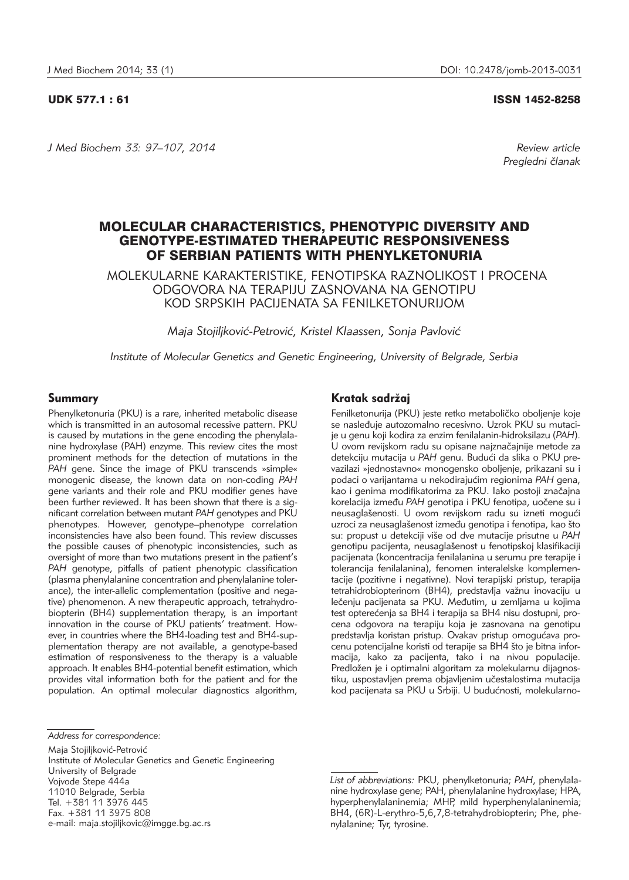UDK 577.1 : 61

ISSN 1452-8258

*Review article*
*Pregledni članak*

# MOLECULAR CHARACTERISTICS, PHENOTYPIC DIVERSITY AND GENOTYPE-ESTIMATED THERAPEUTIC RESPONSIVENESS OF SERBIAN PATIENTS WITH PHENYLKETONURIA

MOLEKULARNE KARAKTERISTIKE, FENOTIPSKA RAZNOLIKOST I PROCENA ODGOVORA NA TERAPIJU ZASNOVANA NA GENOTIPU KOD SRPSKIH PACIJENATA SA FENILKETONURIJOM

*Maja Stojiljković-Petrović, Kristel Klaassen, Sonja Pavlović*

*Institute of Molecular Genetics and Genetic Engineering, University of Belgrade, Serbia*

## Summary

Phenylketonuria (PKU) is a rare, inherited metabolic disease which is transmitted in an autosomal recessive pattern. PKU is caused by mutations in the gene encoding the phenylalanine hydroxylase (PAH) enzyme. This review cites the most prominent methods for the detection of mutations in the *PAH* gene. Since the image of PKU transcends »simple« monogenic disease, the known data on non-coding *PAH* gene variants and their role and PKU modifier genes have been further reviewed. It has been shown that there is a significant correlation between mutant *PAH* genotypes and PKU phenotypes. However, genotype–phenotype correlation inconsistencies have also been found. This review discusses the possible causes of phenotypic inconsistencies, such as oversight of more than two mutations present in the patient's *PAH* genotype, pitfalls of patient phenotypic classification (plasma phenylalanine concentration and phenylalanine tolerance), the inter-allelic complementation (positive and negative) phenomenon. A new therapeutic approach, tetrahydrobiopterin (BH4) supplementation therapy, is an important innovation in the course of PKU patients' treatment. However, in countries where the BH4-loading test and BH4-supplementation therapy are not available, a genotype-based estimation of responsiveness to the therapy is a valuable approach. It enables BH4-potential benefit estimation, which provides vital information both for the patient and for the population. An optimal molecular diagnostics algorithm,

## Kratak sadržaj

Fenilketonurija (PKU) jeste retko metaboličko oboljenje koje se nasleđuje autozomalno recesivno. Uzrok PKU su mutacije u genu koji kodira za enzim fenilalanin-hidroksilazu (*PAH*). U ovom revijskom radu su opisane najznačajnije metode za detekciju mutacija u *PAH* genu. Budući da slika o PKU prevazilazi »jednostavno« monogensko oboljenje, prikazani su i podaci o varijantama u nekodirajućim regionima *PAH* gena, kao i genima modifikatorima za PKU. Iako postoji značajna korelacija između *PAH* genotipa i PKU fenotipa, uočene su i neusaglašenosti. U ovom revijskom radu su izneti mogući uzroci za neusaglašenost između genotipa i fenotipa, kao što su: propust u detekciji više od dve mutacije prisutne u *PAH* genotipu pacijenta, neusaglašenost u fenotipskoj klasifikaciji pacijenata (koncentracija fenilalanina u serumu pre terapije i tolerancija fenilalanina), fenomen interalelske komplementacije (pozitivne i negativne). Novi terapijski pristup, terapija tetrahidrobiopterinom (BH4), predstavlja važnu inovaciju u lečenju pacijenata sa PKU. Međutim, u zemljama u kojima test opterećenja sa BH4 i terapija sa BH4 nisu dostupni, procena odgovora na terapiju koja je zasnovana na genotipu predstavlja koristan pristup. Ovakav pristup omogućava procenu potencijalne koristi od terapije sa BH4 što je bitna informacija, kako za pacijenta, tako i na nivou populacije. Predložen je i optimalni algoritam za molekularnu dijagnostiku, uspostavljen prema objavljenim učestalostima mutacija kod pacijenata sa PKU u Srbiji. U budućnosti, molekularno-

---

*Address for correspondence:*

Maja Stojiljković-Petrović
Institute of Molecular Genetics and Genetic Engineering
University of Belgrade
Vojvode Stepe 444a
11010 Belgrade, Serbia
Tel. +381 11 3976 445
Fax. +381 11 3975 808
e-mail: maja.stojiljkovic@imgge.bg.ac.rs

*List of abbreviations:* PKU, phenylketonuria; *PAH*, phenylalanine hydroxylase gene; PAH, phenylalanine hydroxylase; HPA, hyperphenylalaninemia; MHP, mild hyperphenylalaninemia; BH4, (6R)-L-erythro-5,6,7,8-tetrahydrobiopterin; Phe, phenylalanine; Tyr, tyrosine.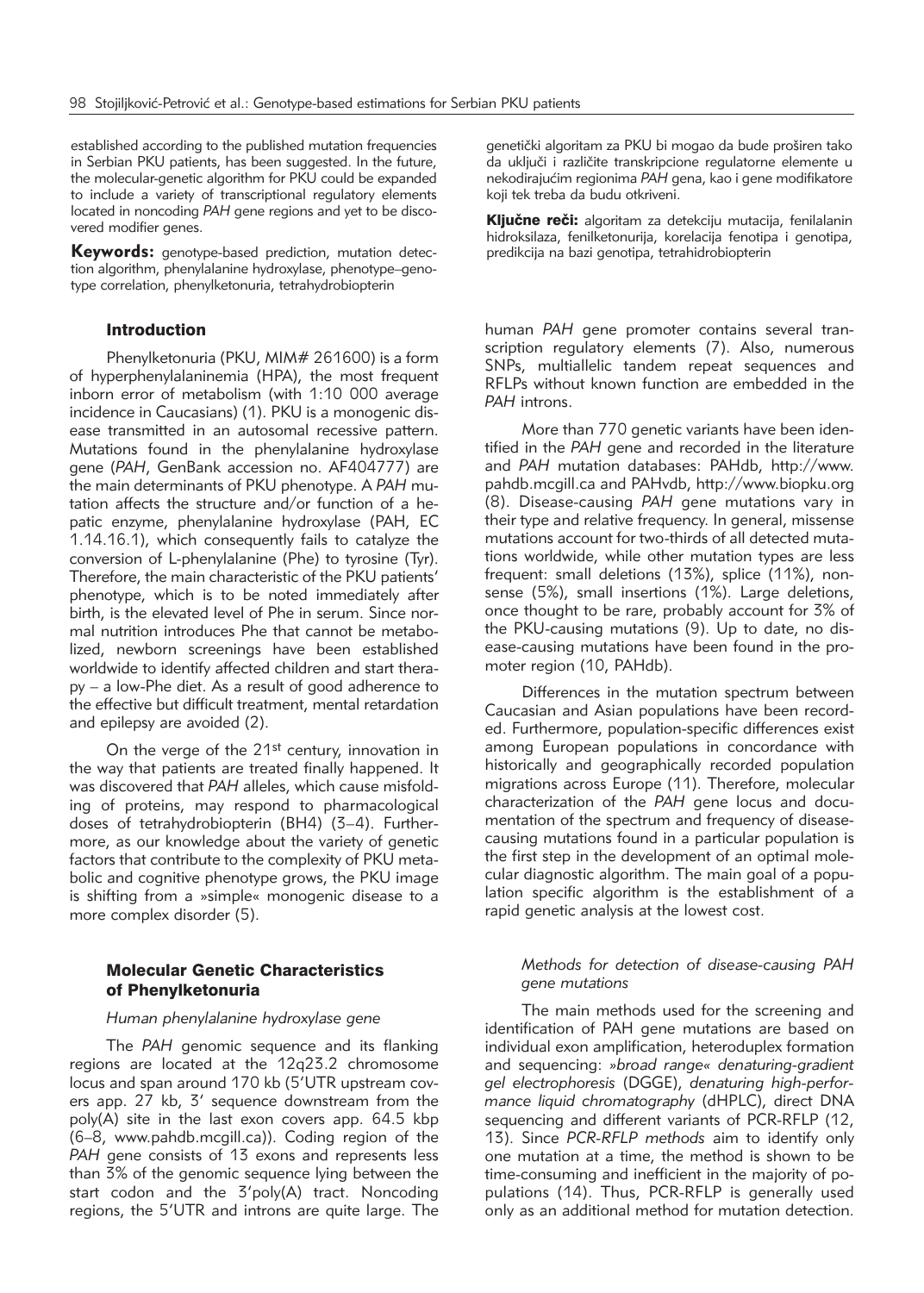established according to the published mutation frequencies in Serbian PKU patients, has been suggested. In the future, the molecular-genetic algorithm for PKU could be expanded to include a variety of transcriptional regulatory elements located in noncoding *PAH* gene regions and yet to be discovered modifier genes.

**Keywords:** genotype-based prediction, mutation detection algorithm, phenylalanine hydroxylase, phenotype–genotype correlation, phenylketonuria, tetrahydrobiopterin

genetički algoritam za PKU bi mogao da bude proširen tako da uključi i različite transkripcione regulatorne elemente u nekodirajućim regionima *PAH* gena, kao i gene modifikatore koji tek treba da budu otkriveni.

**Ključne reči:** algoritam za detekciju mutacija, fenilalanin hidroksilaza, fenilketonurija, korelacija fenotipa i genotipa, predikcija na bazi genotipa, tetrahidrobiopterin

## Introduction

Phenylketonuria (PKU, MIM# 261600) is a form of hyperphenylalaninemia (HPA), the most frequent inborn error of metabolism (with 1:10 000 average incidence in Caucasians) (1). PKU is a monogenic disease transmitted in an autosomal recessive pattern. Mutations found in the phenylalanine hydroxylase gene (*PAH*, GenBank accession no. AF404777) are the main determinants of PKU phenotype. A *PAH* mutation affects the structure and/or function of a hepatic enzyme, phenylalanine hydroxylase (PAH, EC 1.14.16.1), which consequently fails to catalyze the conversion of L-phenylalanine (Phe) to tyrosine (Tyr). Therefore, the main characteristic of the PKU patients' phenotype, which is to be noted immediately after birth, is the elevated level of Phe in serum. Since normal nutrition introduces Phe that cannot be metabolized, newborn screenings have been established worldwide to identify affected children and start therapy – a low-Phe diet. As a result of good adherence to the effective but difficult treatment, mental retardation and epilepsy are avoided (2).

On the verge of the 21st century, innovation in the way that patients are treated finally happened. It was discovered that *PAH* alleles, which cause misfolding of proteins, may respond to pharmacological doses of tetrahydrobiopterin (BH4) (3–4). Furthermore, as our knowledge about the variety of genetic factors that contribute to the complexity of PKU metabolic and cognitive phenotype grows, the PKU image is shifting from a »simple« monogenic disease to a more complex disorder (5).

## Molecular Genetic Characteristics of Phenylketonuria

### *Human phenylalanine hydroxylase gene*

The *PAH* genomic sequence and its flanking regions are located at the 12q23.2 chromosome locus and span around 170 kb (5'UTR upstream covers app. 27 kb, 3' sequence downstream from the poly(A) site in the last exon covers app. 64.5 kbp (6–8, www.pahdb.mcgill.ca)). Coding region of the *PAH* gene consists of 13 exons and represents less than 3% of the genomic sequence lying between the start codon and the 3'poly(A) tract. Noncoding regions, the 5'UTR and introns are quite large. The human *PAH* gene promoter contains several transcription regulatory elements (7). Also, numerous SNPs, multiallelic tandem repeat sequences and RFLPs without known function are embedded in the *PAH* introns.

More than 770 genetic variants have been identified in the *PAH* gene and recorded in the literature and *PAH* mutation databases: PAHdb, http://www.pahdb.mcgill.ca and PAHvdb, http://www.biopku.org (8). Disease-causing *PAH* gene mutations vary in their type and relative frequency. In general, missense mutations account for two-thirds of all detected mutations worldwide, while other mutation types are less frequent: small deletions (13%), splice (11%), nonsense (5%), small insertions (1%). Large deletions, once thought to be rare, probably account for 3% of the PKU-causing mutations (9). Up to date, no disease-causing mutations have been found in the promoter region (10, PAHdb).

Differences in the mutation spectrum between Caucasian and Asian populations have been recorded. Furthermore, population-specific differences exist among European populations in concordance with historically and geographically recorded population migrations across Europe (11). Therefore, molecular characterization of the *PAH* gene locus and documentation of the spectrum and frequency of disease-causing mutations found in a particular population is the first step in the development of an optimal molecular diagnostic algorithm. The main goal of a population specific algorithm is the establishment of a rapid genetic analysis at the lowest cost.

### *Methods for detection of disease-causing PAH gene mutations*

The main methods used for the screening and identification of PAH gene mutations are based on individual exon amplification, heteroduplex formation and sequencing: *»broad range« denaturing-gradient gel electrophoresis* (DGGE), *denaturing high-performance liquid chromatography* (dHPLC), direct DNA sequencing and different variants of PCR-RFLP (12, 13). Since *PCR-RFLP methods* aim to identify only one mutation at a time, the method is shown to be time-consuming and inefficient in the majority of populations (14). Thus, PCR-RFLP is generally used only as an additional method for mutation detection.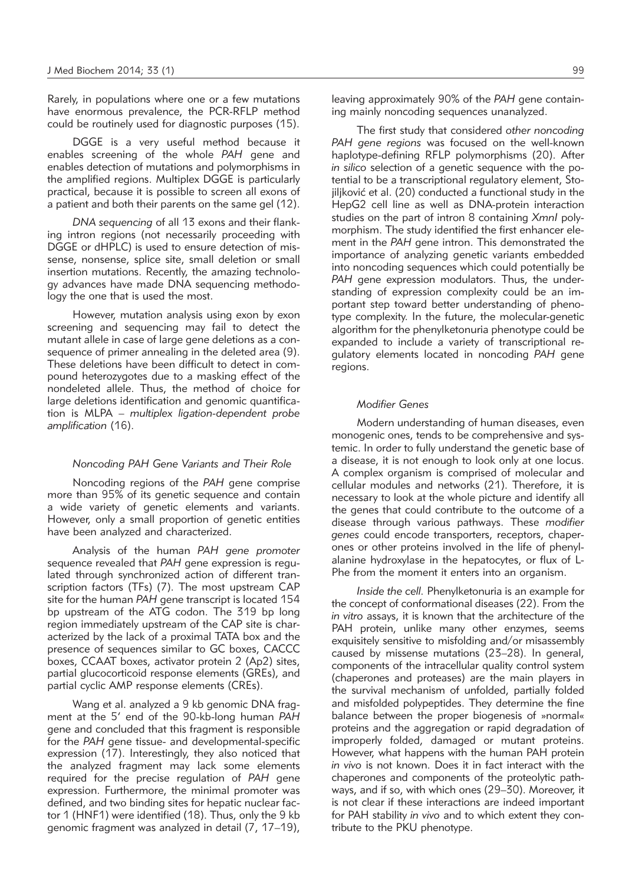Rarely, in populations where one or a few mutations have enormous prevalence, the PCR-RFLP method could be routinely used for diagnostic purposes (15).

DGGE is a very useful method because it enables screening of the whole *PAH* gene and enables detection of mutations and polymorphisms in the amplified regions. Multiplex DGGE is particularly practical, because it is possible to screen all exons of a patient and both their parents on the same gel (12).

*DNA sequencing* of all 13 exons and their flanking intron regions (not necessarily proceeding with DGGE or dHPLC) is used to ensure detection of missense, nonsense, splice site, small deletion or small insertion mutations. Recently, the amazing technology advances have made DNA sequencing methodology the one that is used the most.

However, mutation analysis using exon by exon screening and sequencing may fail to detect the mutant allele in case of large gene deletions as a consequence of primer annealing in the deleted area (9). These deletions have been difficult to detect in compound heterozygotes due to a masking effect of the nondeleted allele. Thus, the method of choice for large deletions identification and genomic quantification is MLPA – *multiplex ligation-dependent probe amplification* (16).

### *Noncoding PAH Gene Variants and Their Role*

Noncoding regions of the *PAH* gene comprise more than 95% of its genetic sequence and contain a wide variety of genetic elements and variants. However, only a small proportion of genetic entities have been analyzed and characterized.

Analysis of the human *PAH gene promoter* sequence revealed that *PAH* gene expression is regulated through synchronized action of different transcription factors (TFs) (7). The most upstream CAP site for the human *PAH* gene transcript is located 154 bp upstream of the ATG codon. The 319 bp long region immediately upstream of the CAP site is characterized by the lack of a proximal TATA box and the presence of sequences similar to GC boxes, CACCC boxes, CCAAT boxes, activator protein 2 (Ap2) sites, partial glucocorticoid response elements (GREs), and partial cyclic AMP response elements (CREs).

Wang et al. analyzed a 9 kb genomic DNA fragment at the 5' end of the 90-kb-long human *PAH* gene and concluded that this fragment is responsible for the *PAH* gene tissue- and developmental-specific expression (17). Interestingly, they also noticed that the analyzed fragment may lack some elements required for the precise regulation of *PAH* gene expression. Furthermore, the minimal promoter was defined, and two binding sites for hepatic nuclear factor 1 (HNF1) were identified (18). Thus, only the 9 kb genomic fragment was analyzed in detail (7, 17–19), leaving approximately 90% of the *PAH* gene containing mainly noncoding sequences unanalyzed.

The first study that considered *other noncoding PAH gene regions* was focused on the well-known haplotype-defining RFLP polymorphisms (20). After *in silico* selection of a genetic sequence with the potential to be a transcriptional regulatory element, Stojiljković et al. (20) conducted a functional study in the HepG2 cell line as well as DNA-protein interaction studies on the part of intron 8 containing *XmnI* polymorphism. The study identified the first enhancer element in the *PAH* gene intron. This demonstrated the importance of analyzing genetic variants embedded into noncoding sequences which could potentially be *PAH* gene expression modulators. Thus, the understanding of expression complexity could be an important step toward better understanding of phenotype complexity. In the future, the molecular-genetic algorithm for the phenylketonuria phenotype could be expanded to include a variety of transcriptional regulatory elements located in noncoding *PAH* gene regions.

### *Modifier Genes*

Modern understanding of human diseases, even monogenic ones, tends to be comprehensive and systemic. In order to fully understand the genetic base of a disease, it is not enough to look only at one locus. A complex organism is comprised of molecular and cellular modules and networks (21). Therefore, it is necessary to look at the whole picture and identify all the genes that could contribute to the outcome of a disease through various pathways. These *modifier genes* could encode transporters, receptors, chaperones or other proteins involved in the life of phenylalanine hydroxylase in the hepatocytes, or flux of L-Phe from the moment it enters into an organism.

*Inside the cell.* Phenylketonuria is an example for the concept of conformational diseases (22). From the *in vitro* assays, it is known that the architecture of the PAH protein, unlike many other enzymes, seems exquisitely sensitive to misfolding and/or misassembly caused by missense mutations (23–28). In general, components of the intracellular quality control system (chaperones and proteases) are the main players in the survival mechanism of unfolded, partially folded and misfolded polypeptides. They determine the fine balance between the proper biogenesis of »normal« proteins and the aggregation or rapid degradation of improperly folded, damaged or mutant proteins. However, what happens with the human PAH protein *in vivo* is not known. Does it in fact interact with the chaperones and components of the proteolytic pathways, and if so, with which ones (29–30). Moreover, it is not clear if these interactions are indeed important for PAH stability *in vivo* and to which extent they contribute to the PKU phenotype.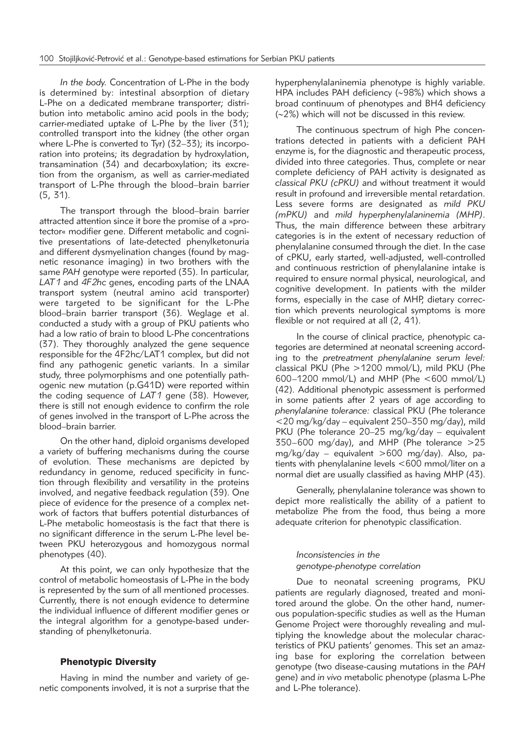*In the body.* Concentration of L-Phe in the body is determined by: intestinal absorption of dietary L-Phe on a dedicated membrane transporter; distribution into metabolic amino acid pools in the body; carrier-mediated uptake of L-Phe by the liver (31); controlled transport into the kidney (the other organ where L-Phe is converted to Tyr) (32–33); its incorporation into proteins; its degradation by hydroxylation, transamination (34) and decarboxylation; its excretion from the organism, as well as carrier-mediated transport of L-Phe through the blood–brain barrier (5, 31).

The transport through the blood–brain barrier attracted attention since it bore the promise of a »protector« modifier gene. Different metabolic and cognitive presentations of late-detected phenylketonuria and different dysmyelination changes (found by magnetic resonance imaging) in two brothers with the same *PAH* genotype were reported (35). In particular, *LAT1* and *4F2hc* genes, encoding parts of the LNAA transport system (neutral amino acid transporter) were targeted to be significant for the L-Phe blood–brain barrier transport (36). Weglage et al. conducted a study with a group of PKU patients who had a low ratio of brain to blood L-Phe concentrations (37). They thoroughly analyzed the gene sequence responsible for the 4F2hc/LAT1 complex, but did not find any pathogenic genetic variants. In a similar study, three polymorphisms and one potentially pathogenic new mutation (p.G41D) were reported within the coding sequence of *LAT1* gene (38). However, there is still not enough evidence to confirm the role of genes involved in the transport of L-Phe across the blood–brain barrier.

On the other hand, diploid organisms developed a variety of buffering mechanisms during the course of evolution. These mechanisms are depicted by redundancy in genome, reduced specificity in function through flexibility and versatility in the proteins involved, and negative feedback regulation (39). One piece of evidence for the presence of a complex network of factors that buffers potential disturbances of L-Phe metabolic homeostasis is the fact that there is no significant difference in the serum L-Phe level between PKU heterozygous and homozygous normal phenotypes (40).

At this point, we can only hypothesize that the control of metabolic homeostasis of L-Phe in the body is represented by the sum of all mentioned processes. Currently, there is not enough evidence to determine the individual influence of different modifier genes or the integral algorithm for a genotype-based understanding of phenylketonuria.

## Phenotypic Diversity

Having in mind the number and variety of genetic components involved, it is not a surprise that the hyperphenylalaninemia phenotype is highly variable. HPA includes PAH deficiency (~98%) which shows a broad continuum of phenotypes and BH4 deficiency (~2%) which will not be discussed in this review.

The continuous spectrum of high Phe concentrations detected in patients with a deficient PAH enzyme is, for the diagnostic and therapeutic process, divided into three categories. Thus, complete or near complete deficiency of PAH activity is designated as *classical PKU (cPKU)* and without treatment it would result in profound and irreversible mental retardation. Less severe forms are designated as *mild PKU (mPKU)* and *mild hyperphenylalaninemia (MHP)*. Thus, the main difference between these arbitrary categories is in the extent of necessary reduction of phenylalanine consumed through the diet. In the case of cPKU, early started, well-adjusted, well-controlled and continuous restriction of phenylalanine intake is required to ensure normal physical, neurological, and cognitive development. In patients with the milder forms, especially in the case of MHP, dietary correction which prevents neurological symptoms is more flexible or not required at all (2, 41).

In the course of clinical practice, phenotypic categories are determined at neonatal screening according to the *pretreatment phenylalanine serum level:* classical PKU (Phe >1200 mmol/L), mild PKU (Phe 600–1200 mmol/L) and MHP (Phe <600 mmol/L) (42). Additional phenotypic assessment is performed in some patients after 2 years of age according to *phenylalanine tolerance:* classical PKU (Phe tolerance <20 mg/kg/day – equivalent 250–350 mg/day), mild PKU (Phe tolerance 20–25 mg/kg/day – equivalent 350–600 mg/day), and MHP (Phe tolerance >25 mg/kg/day – equivalent >600 mg/day). Also, patients with phenylalanine levels <600 mmol/liter on a normal diet are usually classified as having MHP (43).

Generally, phenylalanine tolerance was shown to depict more realistically the ability of a patient to metabolize Phe from the food, thus being a more adequate criterion for phenotypic classification.

### *Inconsistencies in the genotype-phenotype correlation*

Due to neonatal screening programs, PKU patients are regularly diagnosed, treated and monitored around the globe. On the other hand, numerous population-specific studies as well as the Human Genome Project were thoroughly revealing and multiplying the knowledge about the molecular characteristics of PKU patients' genomes. This set an amazing base for exploring the correlation between genotype (two disease-causing mutations in the *PAH* gene) and *in vivo* metabolic phenotype (plasma L-Phe and L-Phe tolerance).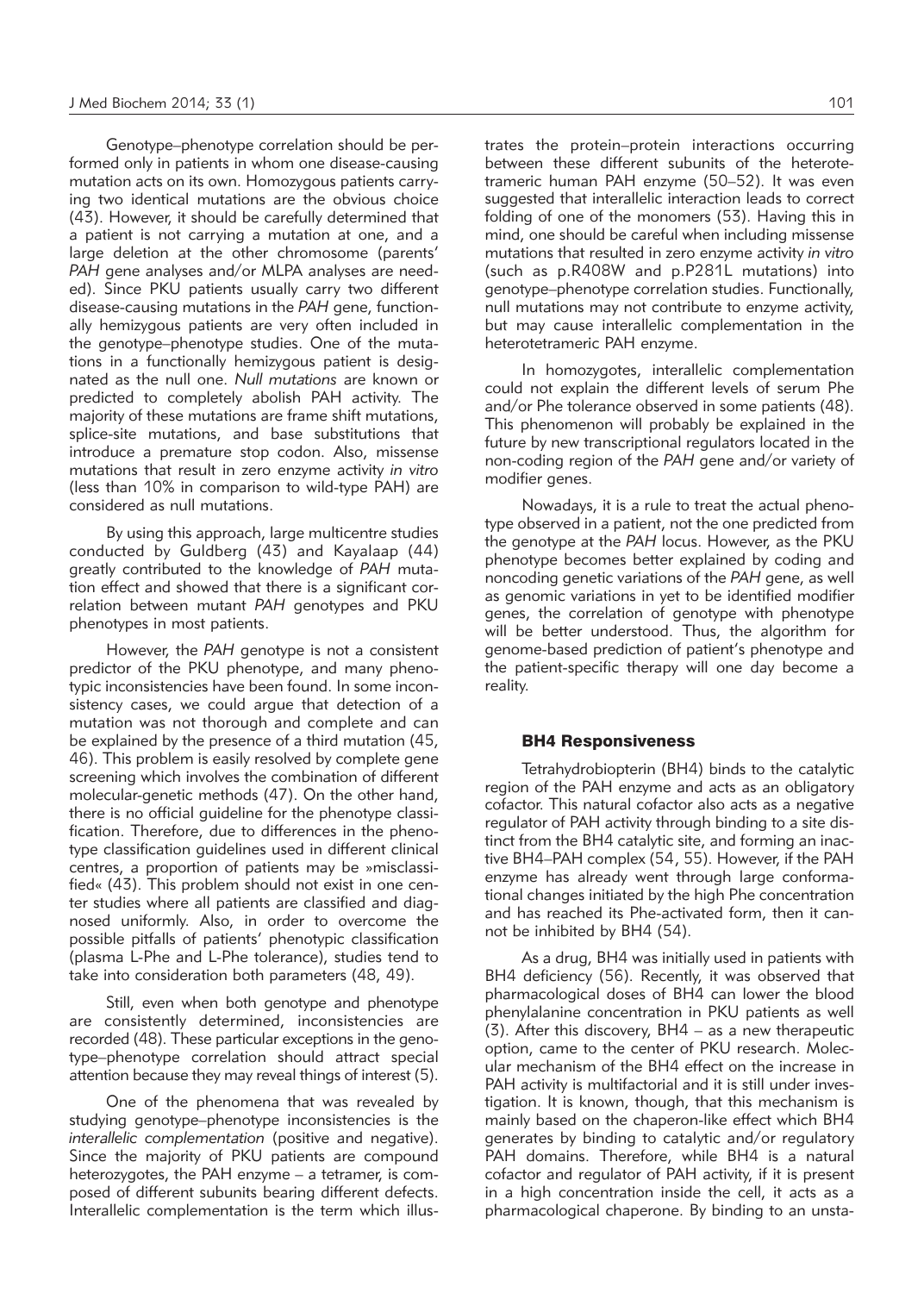Genotype–phenotype correlation should be performed only in patients in whom one disease-causing mutation acts on its own. Homozygous patients carrying two identical mutations are the obvious choice (43). However, it should be carefully determined that a patient is not carrying a mutation at one, and a large deletion at the other chromosome (parents' *PAH* gene analyses and/or MLPA analyses are needed). Since PKU patients usually carry two different disease-causing mutations in the *PAH* gene, functionally hemizygous patients are very often included in the genotype–phenotype studies. One of the mutations in a functionally hemizygous patient is designated as the null one. *Null mutations* are known or predicted to completely abolish PAH activity. The majority of these mutations are frame shift mutations, splice-site mutations, and base substitutions that introduce a premature stop codon. Also, missense mutations that result in zero enzyme activity *in vitro* (less than 10% in comparison to wild-type PAH) are considered as null mutations.

By using this approach, large multicentre studies conducted by Guldberg (43) and Kayalaap (44) greatly contributed to the knowledge of *PAH* mutation effect and showed that there is a significant correlation between mutant *PAH* genotypes and PKU phenotypes in most patients.

However, the *PAH* genotype is not a consistent predictor of the PKU phenotype, and many phenotypic inconsistencies have been found. In some inconsistency cases, we could argue that detection of a mutation was not thorough and complete and can be explained by the presence of a third mutation (45, 46). This problem is easily resolved by complete gene screening which involves the combination of different molecular-genetic methods (47). On the other hand, there is no official guideline for the phenotype classification. Therefore, due to differences in the phenotype classification guidelines used in different clinical centres, a proportion of patients may be »misclassified« (43). This problem should not exist in one center studies where all patients are classified and diagnosed uniformly. Also, in order to overcome the possible pitfalls of patients' phenotypic classification (plasma L-Phe and L-Phe tolerance), studies tend to take into consideration both parameters (48, 49).

Still, even when both genotype and phenotype are consistently determined, inconsistencies are recorded (48). These particular exceptions in the genotype–phenotype correlation should attract special attention because they may reveal things of interest (5).

One of the phenomena that was revealed by studying genotype–phenotype inconsistencies is the *interallelic complementation* (positive and negative). Since the majority of PKU patients are compound heterozygotes, the PAH enzyme – a tetramer, is composed of different subunits bearing different defects. Interallelic complementation is the term which illustrates the protein–protein interactions occurring between these different subunits of the heterotetrameric human PAH enzyme (50–52). It was even suggested that interallelic interaction leads to correct folding of one of the monomers (53). Having this in mind, one should be careful when including missense mutations that resulted in zero enzyme activity *in vitro* (such as p.R408W and p.P281L mutations) into genotype–phenotype correlation studies. Functionally, null mutations may not contribute to enzyme activity, but may cause interallelic complementation in the heterotetrameric PAH enzyme.

In homozygotes, interallelic complementation could not explain the different levels of serum Phe and/or Phe tolerance observed in some patients (48). This phenomenon will probably be explained in the future by new transcriptional regulators located in the non-coding region of the *PAH* gene and/or variety of modifier genes.

Nowadays, it is a rule to treat the actual phenotype observed in a patient, not the one predicted from the genotype at the *PAH* locus. However, as the PKU phenotype becomes better explained by coding and noncoding genetic variations of the *PAH* gene, as well as genomic variations in yet to be identified modifier genes, the correlation of genotype with phenotype will be better understood. Thus, the algorithm for genome-based prediction of patient's phenotype and the patient-specific therapy will one day become a reality.

## BH4 Responsiveness

Tetrahydrobiopterin (BH4) binds to the catalytic region of the PAH enzyme and acts as an obligatory cofactor. This natural cofactor also acts as a negative regulator of PAH activity through binding to a site distinct from the BH4 catalytic site, and forming an inactive BH4–PAH complex (54, 55). However, if the PAH enzyme has already went through large conformational changes initiated by the high Phe concentration and has reached its Phe-activated form, then it cannot be inhibited by BH4 (54).

As a drug, BH4 was initially used in patients with BH4 deficiency (56). Recently, it was observed that pharmacological doses of BH4 can lower the blood phenylalanine concentration in PKU patients as well (3). After this discovery, BH4 – as a new therapeutic option, came to the center of PKU research. Molecular mechanism of the BH4 effect on the increase in PAH activity is multifactorial and it is still under investigation. It is known, though, that this mechanism is mainly based on the chaperon-like effect which BH4 generates by binding to catalytic and/or regulatory PAH domains. Therefore, while BH4 is a natural cofactor and regulator of PAH activity, if it is present in a high concentration inside the cell, it acts as a pharmacological chaperone. By binding to an unsta-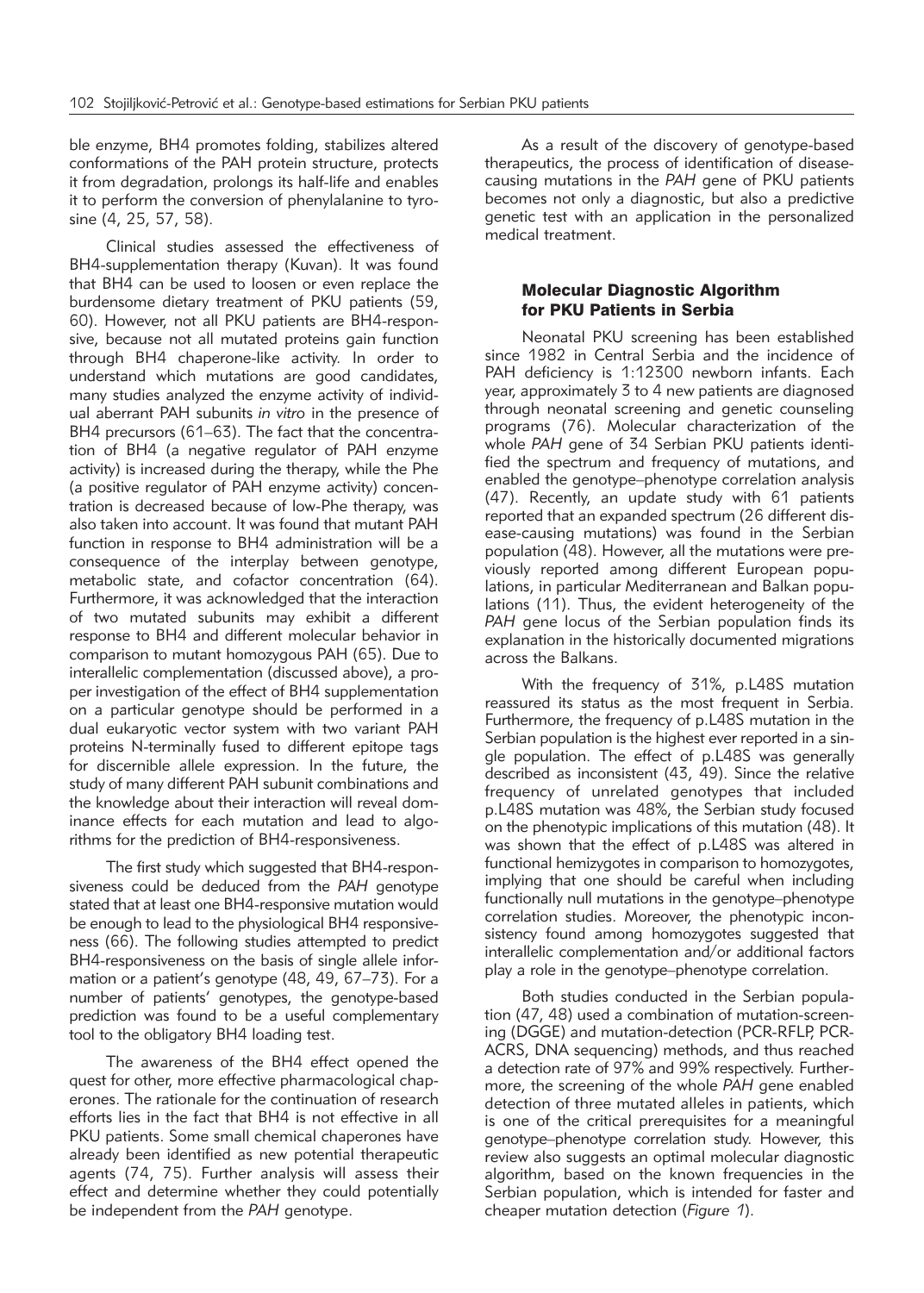ble enzyme, BH4 promotes folding, stabilizes altered conformations of the PAH protein structure, protects it from degradation, prolongs its half-life and enables it to perform the conversion of phenylalanine to tyrosine (4, 25, 57, 58).

Clinical studies assessed the effectiveness of BH4-supplementation therapy (Kuvan). It was found that BH4 can be used to loosen or even replace the burdensome dietary treatment of PKU patients (59, 60). However, not all PKU patients are BH4-responsive, because not all mutated proteins gain function through BH4 chaperone-like activity. In order to understand which mutations are good candidates, many studies analyzed the enzyme activity of individual aberrant PAH subunits *in vitro* in the presence of BH4 precursors (61–63). The fact that the concentration of BH4 (a negative regulator of PAH enzyme activity) is increased during the therapy, while the Phe (a positive regulator of PAH enzyme activity) concentration is decreased because of low-Phe therapy, was also taken into account. It was found that mutant PAH function in response to BH4 administration will be a consequence of the interplay between genotype, metabolic state, and cofactor concentration (64). Furthermore, it was acknowledged that the interaction of two mutated subunits may exhibit a different response to BH4 and different molecular behavior in comparison to mutant homozygous PAH (65). Due to interallelic complementation (discussed above), a proper investigation of the effect of BH4 supplementation on a particular genotype should be performed in a dual eukaryotic vector system with two variant PAH proteins N-terminally fused to different epitope tags for discernible allele expression. In the future, the study of many different PAH subunit combinations and the knowledge about their interaction will reveal dominance effects for each mutation and lead to algorithms for the prediction of BH4-responsiveness.

The first study which suggested that BH4-responsiveness could be deduced from the *PAH* genotype stated that at least one BH4-responsive mutation would be enough to lead to the physiological BH4 responsiveness (66). The following studies attempted to predict BH4-responsiveness on the basis of single allele information or a patient's genotype (48, 49, 67–73). For a number of patients' genotypes, the genotype-based prediction was found to be a useful complementary tool to the obligatory BH4 loading test.

The awareness of the BH4 effect opened the quest for other, more effective pharmacological chaperones. The rationale for the continuation of research efforts lies in the fact that BH4 is not effective in all PKU patients. Some small chemical chaperones have already been identified as new potential therapeutic agents (74, 75). Further analysis will assess their effect and determine whether they could potentially be independent from the *PAH* genotype.

As a result of the discovery of genotype-based therapeutics, the process of identification of disease-causing mutations in the *PAH* gene of PKU patients becomes not only a diagnostic, but also a predictive genetic test with an application in the personalized medical treatment.

## Molecular Diagnostic Algorithm for PKU Patients in Serbia

Neonatal PKU screening has been established since 1982 in Central Serbia and the incidence of PAH deficiency is 1:12300 newborn infants. Each year, approximately 3 to 4 new patients are diagnosed through neonatal screening and genetic counseling programs (76). Molecular characterization of the whole *PAH* gene of 34 Serbian PKU patients identified the spectrum and frequency of mutations, and enabled the genotype–phenotype correlation analysis (47). Recently, an update study with 61 patients reported that an expanded spectrum (26 different disease-causing mutations) was found in the Serbian population (48). However, all the mutations were previously reported among different European populations, in particular Mediterranean and Balkan populations (11). Thus, the evident heterogeneity of the *PAH* gene locus of the Serbian population finds its explanation in the historically documented migrations across the Balkans.

With the frequency of 31%, p.L48S mutation reassured its status as the most frequent in Serbia. Furthermore, the frequency of p.L48S mutation in the Serbian population is the highest ever reported in a single population. The effect of p.L48S was generally described as inconsistent (43, 49). Since the relative frequency of unrelated genotypes that included p.L48S mutation was 48%, the Serbian study focused on the phenotypic implications of this mutation (48). It was shown that the effect of p.L48S was altered in functional hemizygotes in comparison to homozygotes, implying that one should be careful when including functionally null mutations in the genotype–phenotype correlation studies. Moreover, the phenotypic inconsistency found among homozygotes suggested that interallelic complementation and/or additional factors play a role in the genotype–phenotype correlation.

Both studies conducted in the Serbian population (47, 48) used a combination of mutation-screening (DGGE) and mutation-detection (PCR-RFLP, PCR-ACRS, DNA sequencing) methods, and thus reached a detection rate of 97% and 99% respectively. Furthermore, the screening of the whole *PAH* gene enabled detection of three mutated alleles in patients, which is one of the critical prerequisites for a meaningful genotype–phenotype correlation study. However, this review also suggests an optimal molecular diagnostic algorithm, based on the known frequencies in the Serbian population, which is intended for faster and cheaper mutation detection (*Figure 1*).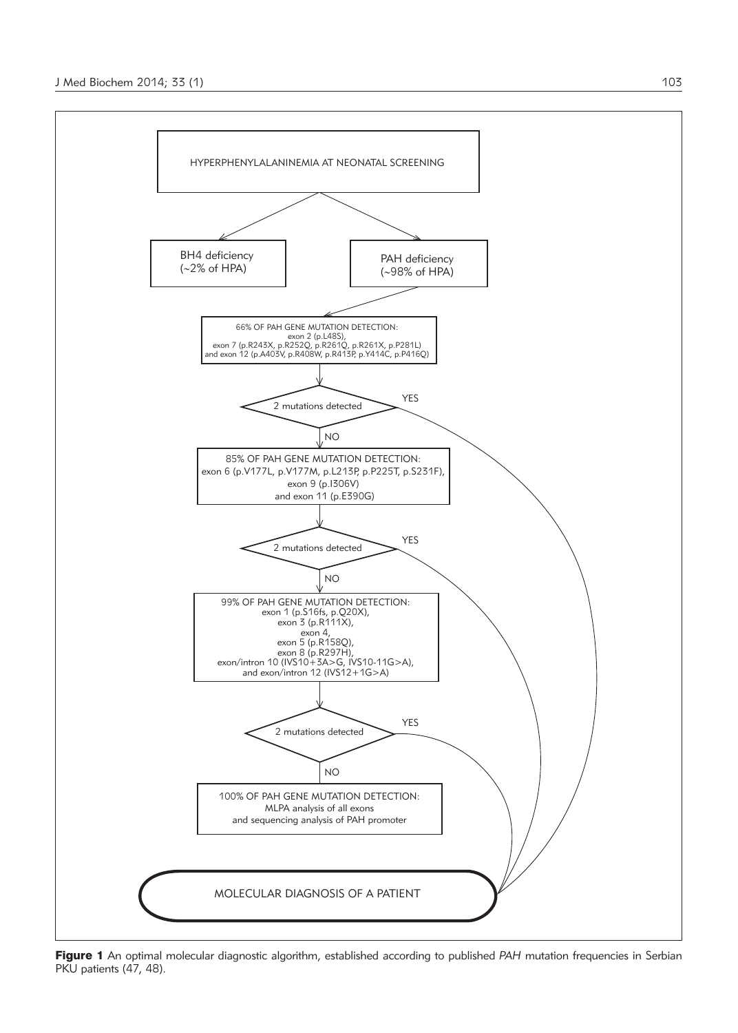HYPERPHENYLALANINEMIA AT NEONATAL SCREENING

BH4 deficiency (~2% of HPA)

PAH deficiency (~98% of HPA)

66% OF PAH GENE MUTATION DETECTION:
exon 2 (p.L48S),
exon 7 (p.R243X, p.R252Q, p.R261Q, p.R261X, p.P281L)
and exon 12 (p.A403V, p.R408W, p.R413P, p.Y414C, p.P416Q)

2 mutations detected — YES / NO

85% OF PAH GENE MUTATION DETECTION:
exon 6 (p.V177L, p.V177M, p.L213P, p.P225T, p.S231F),
exon 9 (p.I306V)
and exon 11 (p.E390G)

2 mutations detected — YES / NO

99% OF PAH GENE MUTATION DETECTION:
exon 1 (p.S16fs, p.Q20X),
exon 3 (p.R111X),
exon 4,
exon 5 (p.R158Q),
exon 8 (p.R297H),
exon/intron 10 (IVS10+3A>G, IVS10-11G>A),
and exon/intron 12 (IVS12+1G>A)

2 mutations detected — YES / NO

100% OF PAH GENE MUTATION DETECTION:
MLPA analysis of all exons
and sequencing analysis of PAH promoter

MOLECULAR DIAGNOSIS OF A PATIENT

**Figure 1** An optimal molecular diagnostic algorithm, established according to published *PAH* mutation frequencies in Serbian PKU patients (47, 48).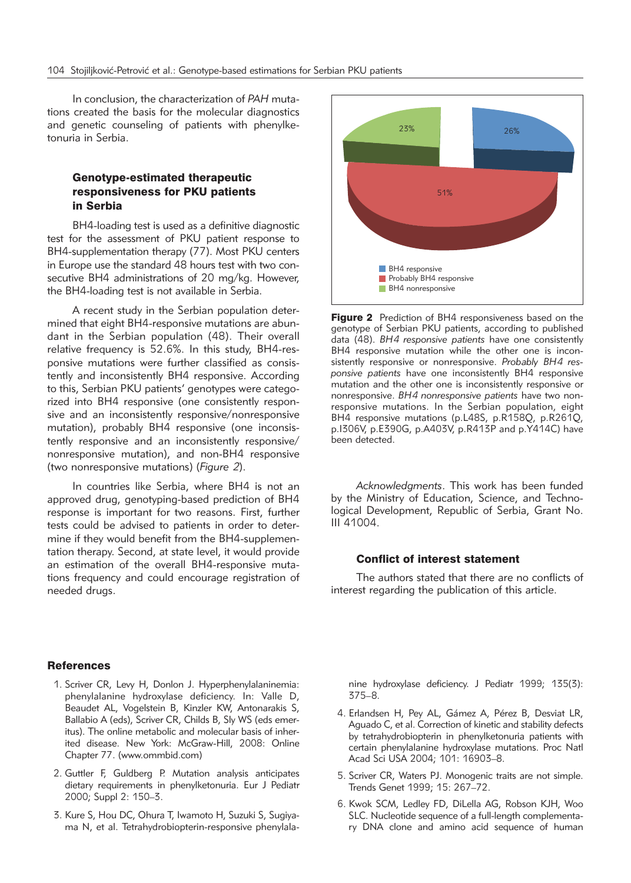In conclusion, the characterization of *PAH* mutations created the basis for the molecular diagnostics and genetic counseling of patients with phenylketonuria in Serbia.

### Genotype-estimated therapeutic responsiveness for PKU patients in Serbia

BH4-loading test is used as a definitive diagnostic test for the assessment of PKU patient response to BH4-supplementation therapy (77). Most PKU centers in Europe use the standard 48 hours test with two consecutive BH4 administrations of 20 mg/kg. However, the BH4-loading test is not available in Serbia.

A recent study in the Serbian population determined that eight BH4-responsive mutations are abundant in the Serbian population (48). Their overall relative frequency is 52.6%. In this study, BH4-responsive mutations were further classified as consistently and inconsistently BH4 responsive. According to this, Serbian PKU patients' genotypes were categorized into BH4 responsive (one consistently responsive and an inconsistently responsive/nonresponsive mutation), probably BH4 responsive (one inconsistently responsive and an inconsistently responsive/nonresponsive mutation), and non-BH4 responsive (two nonresponsive mutations) (*Figure 2*).

In countries like Serbia, where BH4 is not an approved drug, genotyping-based prediction of BH4 response is important for two reasons. First, further tests could be advised to patients in order to determine if they would benefit from the BH4-supplementation therapy. Second, at state level, it would provide an estimation of the overall BH4-responsive mutations frequency and could encourage registration of needed drugs.

| Category | % |
|---|---|
| BH4 responsive | 26% |
| Probably BH4 responsive | 51% |
| BH4 nonresponsive | 23% |

**Figure 2** Prediction of BH4 responsiveness based on the genotype of Serbian PKU patients, according to published data (48). *BH4 responsive patients* have one consistently BH4 responsive mutation while the other one is inconsistently responsive or nonresponsive. *Probably BH4 responsive patients* have one inconsistently BH4 responsive mutation and the other one is inconsistently responsive or nonresponsive. *BH4 nonresponsive patients* have two nonresponsive mutations. In the Serbian population, eight BH4 responsive mutations (p.L48S, p.R158Q, p.R261Q, p.I306V, p.E390G, p.A403V, p.R413P and p.Y414C) have been detected.

*Acknowledgments*. This work has been funded by the Ministry of Education, Science, and Technological Development, Republic of Serbia, Grant No. III 41004.

### Conflict of interest statement

The authors stated that there are no conflicts of interest regarding the publication of this article.

### References

1. Scriver CR, Levy H, Donlon J. Hyperphenylalaninemia: phenylalanine hydroxylase deficiency. In: Valle D, Beaudet AL, Vogelstein B, Kinzler KW, Antonarakis S, Ballabio A (eds), Scriver CR, Childs B, Sly WS (eds emeritus). The online metabolic and molecular basis of inherited disease. New York: McGraw-Hill, 2008: Online Chapter 77. (www.ommbid.com)
2. Guttler F, Guldberg P. Mutation analysis anticipates dietary requirements in phenylketonuria. Eur J Pediatr 2000; Suppl 2: 150–3.
3. Kure S, Hou DC, Ohura T, Iwamoto H, Suzuki S, Sugiyama N, et al. Tetrahydrobiopterin-responsive phenylalanine hydroxylase deficiency. J Pediatr 1999; 135(3): 375–8.
4. Erlandsen H, Pey AL, Gámez A, Pérez B, Desviat LR, Aguado C, et al. Correction of kinetic and stability defects by tetrahydrobiopterin in phenylketonuria patients with certain phenylalanine hydroxylase mutations. Proc Natl Acad Sci USA 2004; 101: 16903–8.
5. Scriver CR, Waters PJ. Monogenic traits are not simple. Trends Genet 1999; 15: 267–72.
6. Kwok SCM, Ledley FD, DiLella AG, Robson KJH, Woo SLC. Nucleotide sequence of a full-length complementary DNA clone and amino acid sequence of human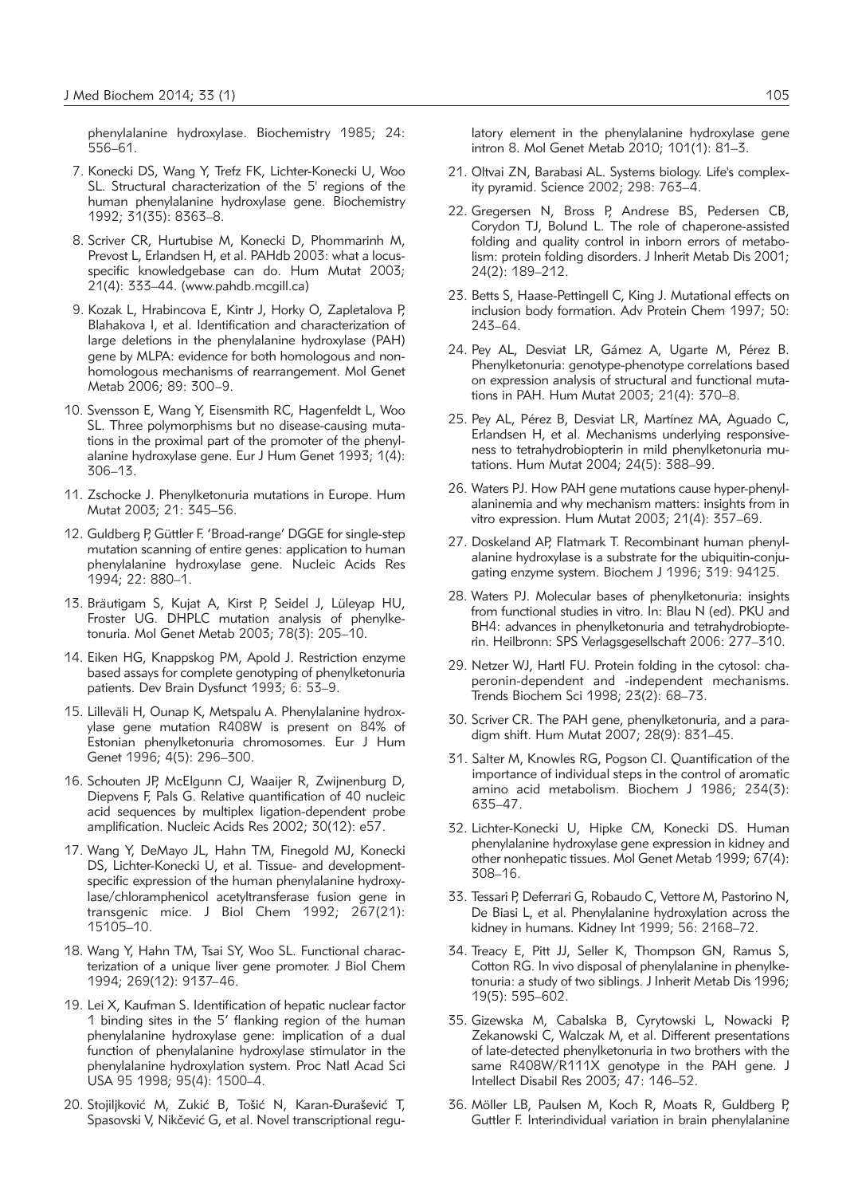phenylalanine hydroxylase. Biochemistry 1985; 24: 556–61.

7. Konecki DS, Wang Y, Trefz FK, Lichter-Konecki U, Woo SL. Structural characterization of the 5' regions of the human phenylalanine hydroxylase gene. Biochemistry 1992; 31(35): 8363–8.

8. Scriver CR, Hurtubise M, Konecki D, Phommarinh M, Prevost L, Erlandsen H, et al. PAHdb 2003: what a locus-specific knowledgebase can do. Hum Mutat 2003; 21(4): 333–44. (www.pahdb.mcgill.ca)

9. Kozak L, Hrabincova E, Kintr J, Horky O, Zapletalova P, Blahakova I, et al. Identification and characterization of large deletions in the phenylalanine hydroxylase (PAH) gene by MLPA: evidence for both homologous and non-homologous mechanisms of rearrangement. Mol Genet Metab 2006; 89: 300–9.

10. Svensson E, Wang Y, Eisensmith RC, Hagenfeldt L, Woo SL. Three polymorphisms but no disease-causing mutations in the proximal part of the promoter of the phenylalanine hydroxylase gene. Eur J Hum Genet 1993; 1(4): 306–13.

11. Zschocke J. Phenylketonuria mutations in Europe. Hum Mutat 2003; 21: 345–56.

12. Guldberg P, Güttler F. 'Broad-range' DGGE for single-step mutation scanning of entire genes: application to human phenylalanine hydroxylase gene. Nucleic Acids Res 1994; 22: 880–1.

13. Bräutigam S, Kujat A, Kirst P, Seidel J, Lüleyap HU, Froster UG. DHPLC mutation analysis of phenylketonuria. Mol Genet Metab 2003; 78(3): 205–10.

14. Eiken HG, Knappskog PM, Apold J. Restriction enzyme based assays for complete genotyping of phenylketonuria patients. Dev Brain Dysfunct 1993; 6: 53–9.

15. Lilleväli H, Ounap K, Metspalu A. Phenylalanine hydroxylase gene mutation R408W is present on 84% of Estonian phenylketonuria chromosomes. Eur J Hum Genet 1996; 4(5): 296–300.

16. Schouten JP, McElgunn CJ, Waaijer R, Zwijnenburg D, Diepvens F, Pals G. Relative quantification of 40 nucleic acid sequences by multiplex ligation-dependent probe amplification. Nucleic Acids Res 2002; 30(12): e57.

17. Wang Y, DeMayo JL, Hahn TM, Finegold MJ, Konecki DS, Lichter-Konecki U, et al. Tissue- and development-specific expression of the human phenylalanine hydroxylase/chloramphenicol acetyltransferase fusion gene in transgenic mice. J Biol Chem 1992; 267(21): 15105–10.

18. Wang Y, Hahn TM, Tsai SY, Woo SL. Functional characterization of a unique liver gene promoter. J Biol Chem 1994; 269(12): 9137–46.

19. Lei X, Kaufman S. Identification of hepatic nuclear factor 1 binding sites in the 5' flanking region of the human phenylalanine hydroxylase gene: implication of a dual function of phenylalanine hydroxylase stimulator in the phenylalanine hydroxylation system. Proc Natl Acad Sci USA 95 1998; 95(4): 1500–4.

20. Stojiljković M, Zukić B, Tošić N, Karan-Đurašević T, Spasovski V, Nikčević G, et al. Novel transcriptional regulatory element in the phenylalanine hydroxylase gene intron 8. Mol Genet Metab 2010; 101(1): 81–3.

21. Oltvai ZN, Barabasi AL. Systems biology. Life's complexity pyramid. Science 2002; 298: 763–4.

22. Gregersen N, Bross P, Andrese BS, Pedersen CB, Corydon TJ, Bolund L. The role of chaperone-assisted folding and quality control in inborn errors of metabolism: protein folding disorders. J Inherit Metab Dis 2001; 24(2): 189–212.

23. Betts S, Haase-Pettingell C, King J. Mutational effects on inclusion body formation. Adv Protein Chem 1997; 50: 243–64.

24. Pey AL, Desviat LR, Gámez A, Ugarte M, Pérez B. Phenylketonuria: genotype-phenotype correlations based on expression analysis of structural and functional mutations in PAH. Hum Mutat 2003; 21(4): 370–8.

25. Pey AL, Pérez B, Desviat LR, Martínez MA, Aguado C, Erlandsen H, et al. Mechanisms underlying responsiveness to tetrahydrobiopterin in mild phenylketonuria mutations. Hum Mutat 2004; 24(5): 388–99.

26. Waters PJ. How PAH gene mutations cause hyper-phenylalaninemia and why mechanism matters: insights from in vitro expression. Hum Mutat 2003; 21(4): 357–69.

27. Doskeland AP, Flatmark T. Recombinant human phenylalanine hydroxylase is a substrate for the ubiquitin-conjugating enzyme system. Biochem J 1996; 319: 94125.

28. Waters PJ. Molecular bases of phenylketonuria: insights from functional studies in vitro. In: Blau N (ed). PKU and BH4: advances in phenylketonuria and tetrahydrobiopterin. Heilbronn: SPS Verlagsgesellschaft 2006: 277–310.

29. Netzer WJ, Hartl FU. Protein folding in the cytosol: chaperonin-dependent and -independent mechanisms. Trends Biochem Sci 1998; 23(2): 68–73.

30. Scriver CR. The PAH gene, phenylketonuria, and a paradigm shift. Hum Mutat 2007; 28(9): 831–45.

31. Salter M, Knowles RG, Pogson CI. Quantification of the importance of individual steps in the control of aromatic amino acid metabolism. Biochem J 1986; 234(3): 635–47.

32. Lichter-Konecki U, Hipke CM, Konecki DS. Human phenylalanine hydroxylase gene expression in kidney and other nonhepatic tissues. Mol Genet Metab 1999; 67(4): 308–16.

33. Tessari P, Deferrari G, Robaudo C, Vettore M, Pastorino N, De Biasi L, et al. Phenylalanine hydroxylation across the kidney in humans. Kidney Int 1999; 56: 2168–72.

34. Treacy E, Pitt JJ, Seller K, Thompson GN, Ramus S, Cotton RG. In vivo disposal of phenylalanine in phenylketonuria: a study of two siblings. J Inherit Metab Dis 1996; 19(5): 595–602.

35. Gizewska M, Cabalska B, Cyrytowski L, Nowacki P, Zekanowski C, Walczak M, et al. Different presentations of late-detected phenylketonuria in two brothers with the same R408W/R111X genotype in the PAH gene. J Intellect Disabil Res 2003; 47: 146–52.

36. Möller LB, Paulsen M, Koch R, Moats R, Guldberg P, Guttler F. Interindividual variation in brain phenylalanine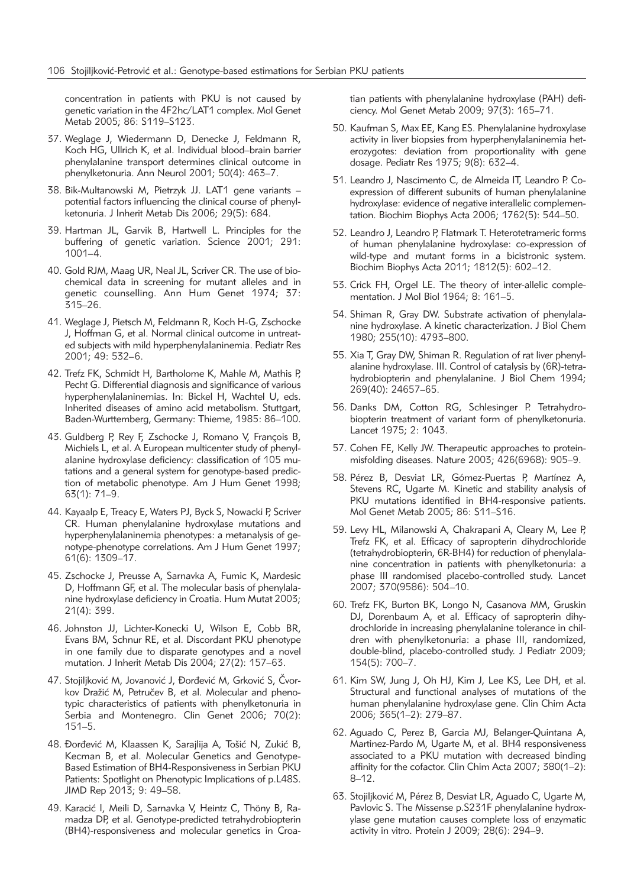concentration in patients with PKU is not caused by genetic variation in the 4F2hc/LAT1 complex. Mol Genet Metab 2005; 86: S119–S123.

37. Weglage J, Wiedermann D, Denecke J, Feldmann R, Koch HG, Ullrich K, et al. Individual blood–brain barrier phenylalanine transport determines clinical outcome in phenylketonuria. Ann Neurol 2001; 50(4): 463–7.

38. Bik-Multanowski M, Pietrzyk JJ. LAT1 gene variants – potential factors influencing the clinical course of phenylketonuria. J Inherit Metab Dis 2006; 29(5): 684.

39. Hartman JL, Garvik B, Hartwell L. Principles for the buffering of genetic variation. Science 2001; 291: 1001–4.

40. Gold RJM, Maag UR, Neal JL, Scriver CR. The use of biochemical data in screening for mutant alleles and in genetic counselling. Ann Hum Genet 1974; 37: 315–26.

41. Weglage J, Pietsch M, Feldmann R, Koch H-G, Zschocke J, Hoffman G, et al. Normal clinical outcome in untreated subjects with mild hyperphenylalaninemia. Pediatr Res 2001; 49: 532–6.

42. Trefz FK, Schmidt H, Bartholome K, Mahle M, Mathis P, Pecht G. Differential diagnosis and significance of various hyperphenylalaninemias. In: Bickel H, Wachtel U, eds. Inherited diseases of amino acid metabolism. Stuttgart, Baden-Wurttemberg, Germany: Thieme, 1985: 86–100.

43. Guldberg P, Rey F, Zschocke J, Romano V, François B, Michiels L, et al. A European multicenter study of phenylalanine hydroxylase deficiency: classification of 105 mutations and a general system for genotype-based prediction of metabolic phenotype. Am J Hum Genet 1998; 63(1): 71–9.

44. Kayaalp E, Treacy E, Waters PJ, Byck S, Nowacki P, Scriver CR. Human phenylalanine hydroxylase mutations and hyperphenylalaninemia phenotypes: a metanalysis of genotype-phenotype correlations. Am J Hum Genet 1997; 61(6): 1309–17.

45. Zschocke J, Preusse A, Sarnavka A, Fumic K, Mardesic D, Hoffmann GF, et al. The molecular basis of phenylalanine hydroxylase deficiency in Croatia. Hum Mutat 2003; 21(4): 399.

46. Johnston JJ, Lichter-Konecki U, Wilson E, Cobb BR, Evans BM, Schnur RE, et al. Discordant PKU phenotype in one family due to disparate genotypes and a novel mutation. J Inherit Metab Dis 2004; 27(2): 157–63.

47. Stojiljković M, Jovanović J, Đorđević M, Grković S, Čvorkov Dražić M, Petručev B, et al. Molecular and phenotypic characteristics of patients with phenylketonuria in Serbia and Montenegro. Clin Genet 2006; 70(2): 151–5.

48. Đorđević M, Klaassen K, Sarajlija A, Tošić N, Zukić B, Kecman B, et al. Molecular Genetics and Genotype-Based Estimation of BH4-Responsiveness in Serbian PKU Patients: Spotlight on Phenotypic Implications of p.L48S. JIMD Rep 2013; 9: 49–58.

49. Karacić I, Meili D, Sarnavka V, Heintz C, Thöny B, Ramadza DP, et al. Genotype-predicted tetrahydrobiopterin (BH4)-responsiveness and molecular genetics in Croatian patients with phenylalanine hydroxylase (PAH) deficiency. Mol Genet Metab 2009; 97(3): 165–71.

50. Kaufman S, Max EE, Kang ES. Phenylalanine hydroxylase activity in liver biopsies from hyperphenylalaninemia heterozygotes: deviation from proportionality with gene dosage. Pediatr Res 1975; 9(8): 632–4.

51. Leandro J, Nascimento C, de Almeida IT, Leandro P. Co-expression of different subunits of human phenylalanine hydroxylase: evidence of negative interallelic complementation. Biochim Biophys Acta 2006; 1762(5): 544–50.

52. Leandro J, Leandro P, Flatmark T. Heterotetrameric forms of human phenylalanine hydroxylase: co-expression of wild-type and mutant forms in a bicistronic system. Biochim Biophys Acta 2011; 1812(5): 602–12.

53. Crick FH, Orgel LE. The theory of inter-allelic complementation. J Mol Biol 1964; 8: 161–5.

54. Shiman R, Gray DW. Substrate activation of phenylalanine hydroxylase. A kinetic characterization. J Biol Chem 1980; 255(10): 4793–800.

55. Xia T, Gray DW, Shiman R. Regulation of rat liver phenylalanine hydroxylase. III. Control of catalysis by (6R)-tetrahydrobiopterin and phenylalanine. J Biol Chem 1994; 269(40): 24657–65.

56. Danks DM, Cotton RG, Schlesinger P. Tetrahydrobiopterin treatment of variant form of phenylketonuria. Lancet 1975; 2: 1043.

57. Cohen FE, Kelly JW. Therapeutic approaches to protein-misfolding diseases. Nature 2003; 426(6968): 905–9.

58. Pérez B, Desviat LR, Gómez-Puertas P, Martínez A, Stevens RC, Ugarte M. Kinetic and stability analysis of PKU mutations identified in BH4-responsive patients. Mol Genet Metab 2005; 86: S11–S16.

59. Levy HL, Milanowski A, Chakrapani A, Cleary M, Lee P, Trefz FK, et al. Efficacy of sapropterin dihydrochloride (tetrahydrobiopterin, 6R-BH4) for reduction of phenylalanine concentration in patients with phenylketonuria: a phase III randomised placebo-controlled study. Lancet 2007; 370(9586): 504–10.

60. Trefz FK, Burton BK, Longo N, Casanova MM, Gruskin DJ, Dorenbaum A, et al. Efficacy of sapropterin dihydrochloride in increasing phenylalanine tolerance in children with phenylketonuria: a phase III, randomized, double-blind, placebo-controlled study. J Pediatr 2009; 154(5): 700–7.

61. Kim SW, Jung J, Oh HJ, Kim J, Lee KS, Lee DH, et al. Structural and functional analyses of mutations of the human phenylalanine hydroxylase gene. Clin Chim Acta 2006; 365(1–2): 279–87.

62. Aguado C, Perez B, Garcia MJ, Belanger-Quintana A, Martinez-Pardo M, Ugarte M, et al. BH4 responsiveness associated to a PKU mutation with decreased binding affinity for the cofactor. Clin Chim Acta 2007; 380(1–2): 8–12.

63. Stojiljković M, Pérez B, Desviat LR, Aguado C, Ugarte M, Pavlovic S. The Missense p.S231F phenylalanine hydroxylase gene mutation causes complete loss of enzymatic activity in vitro. Protein J 2009; 28(6): 294–9.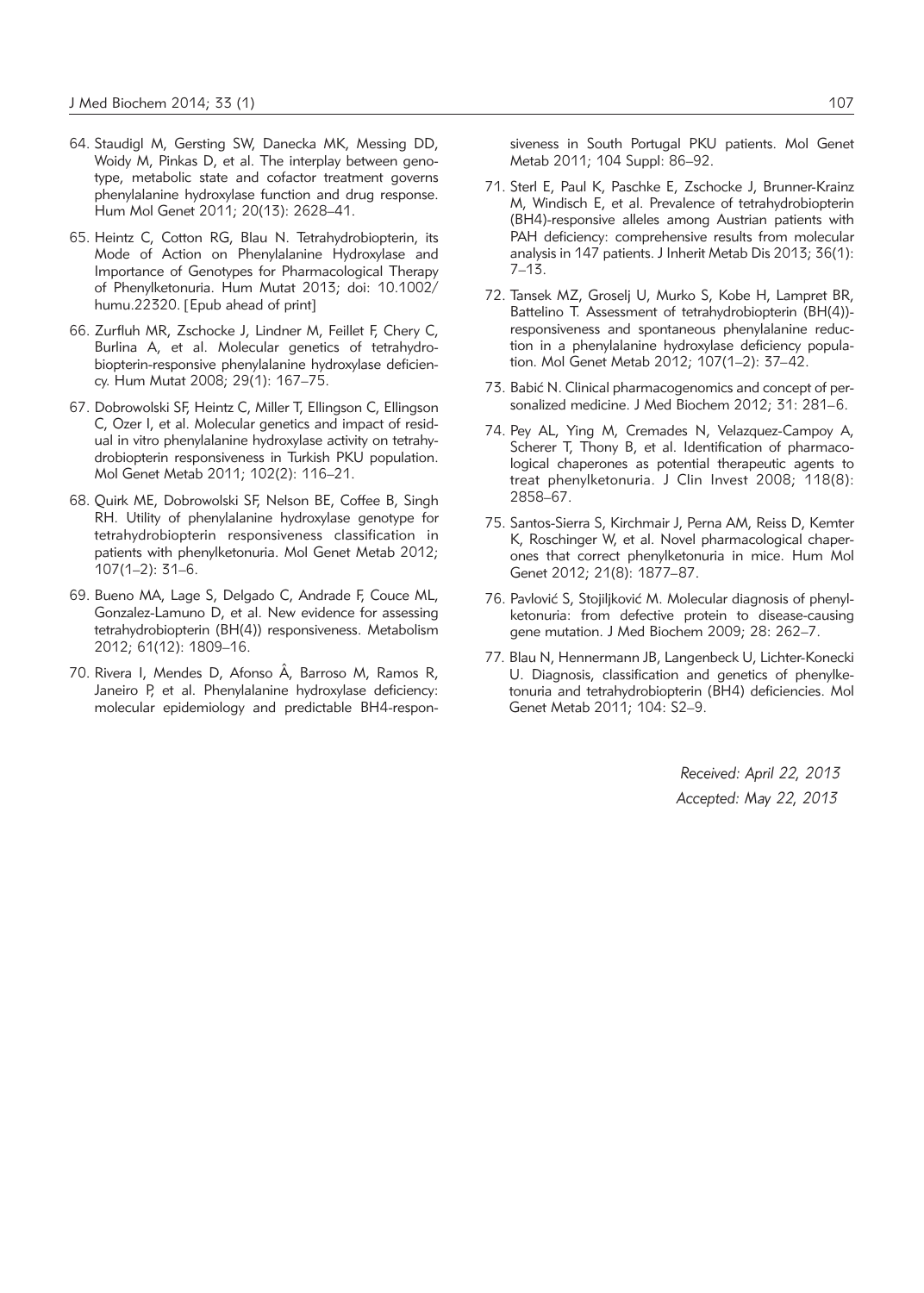64. Staudigl M, Gersting SW, Danecka MK, Messing DD, Woidy M, Pinkas D, et al. The interplay between genotype, metabolic state and cofactor treatment governs phenylalanine hydroxylase function and drug response. Hum Mol Genet 2011; 20(13): 2628–41.

65. Heintz C, Cotton RG, Blau N. Tetrahydrobiopterin, its Mode of Action on Phenylalanine Hydroxylase and Importance of Genotypes for Pharmacological Therapy of Phenylketonuria. Hum Mutat 2013; doi: 10.1002/humu.22320. [Epub ahead of print]

66. Zurfluh MR, Zschocke J, Lindner M, Feillet F, Chery C, Burlina A, et al. Molecular genetics of tetrahydrobiopterin-responsive phenylalanine hydroxylase deficiency. Hum Mutat 2008; 29(1): 167–75.

67. Dobrowolski SF, Heintz C, Miller T, Ellingson C, Ellingson C, Ozer I, et al. Molecular genetics and impact of residual in vitro phenylalanine hydroxylase activity on tetrahydrobiopterin responsiveness in Turkish PKU population. Mol Genet Metab 2011; 102(2): 116–21.

68. Quirk ME, Dobrowolski SF, Nelson BE, Coffee B, Singh RH. Utility of phenylalanine hydroxylase genotype for tetrahydrobiopterin responsiveness classification in patients with phenylketonuria. Mol Genet Metab 2012; 107(1–2): 31–6.

69. Bueno MA, Lage S, Delgado C, Andrade F, Couce ML, Gonzalez-Lamuno D, et al. New evidence for assessing tetrahydrobiopterin (BH(4)) responsiveness. Metabolism 2012; 61(12): 1809–16.

70. Rivera I, Mendes D, Afonso Â, Barroso M, Ramos R, Janeiro P, et al. Phenylalanine hydroxylase deficiency: molecular epidemiology and predictable BH4-responsiveness in South Portugal PKU patients. Mol Genet Metab 2011; 104 Suppl: 86–92.

71. Sterl E, Paul K, Paschke E, Zschocke J, Brunner-Krainz M, Windisch E, et al. Prevalence of tetrahydrobiopterin (BH4)-responsive alleles among Austrian patients with PAH deficiency: comprehensive results from molecular analysis in 147 patients. J Inherit Metab Dis 2013; 36(1): 7–13.

72. Tansek MZ, Groselj U, Murko S, Kobe H, Lampret BR, Battelino T. Assessment of tetrahydrobiopterin (BH(4))-responsiveness and spontaneous phenylalanine reduction in a phenylalanine hydroxylase deficiency population. Mol Genet Metab 2012; 107(1–2): 37–42.

73. Babić N. Clinical pharmacogenomics and concept of personalized medicine. J Med Biochem 2012; 31: 281–6.

74. Pey AL, Ying M, Cremades N, Velazquez-Campoy A, Scherer T, Thony B, et al. Identification of pharmacological chaperones as potential therapeutic agents to treat phenylketonuria. J Clin Invest 2008; 118(8): 2858–67.

75. Santos-Sierra S, Kirchmair J, Perna AM, Reiss D, Kemter K, Roschinger W, et al. Novel pharmacological chaperones that correct phenylketonuria in mice. Hum Mol Genet 2012; 21(8): 1877–87.

76. Pavlović S, Stojiljković M. Molecular diagnosis of phenylketonuria: from defective protein to disease-causing gene mutation. J Med Biochem 2009; 28: 262–7.

77. Blau N, Hennermann JB, Langenbeck U, Lichter-Konecki U. Diagnosis, classification and genetics of phenylketonuria and tetrahydrobiopterin (BH4) deficiencies. Mol Genet Metab 2011; 104: S2–9.

*Received: April 22, 2013*
*Accepted: May 22, 2013*